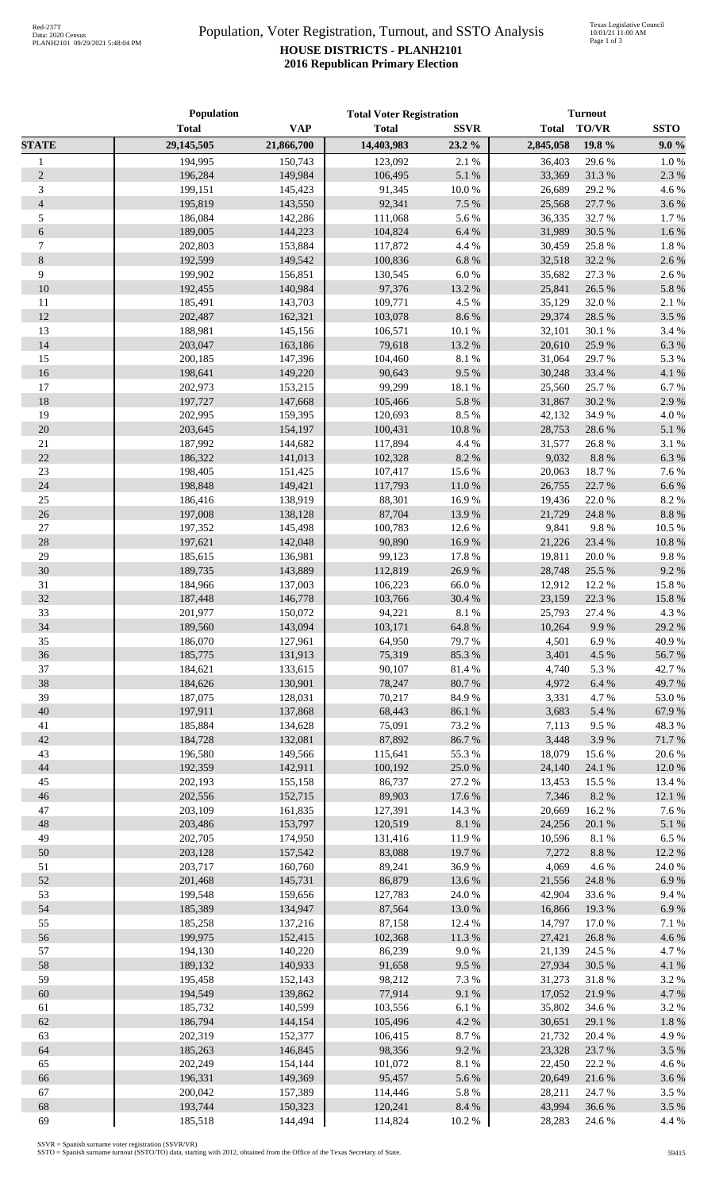# Population, Voter Registration, Turnout, and SSTO Analysis

## HOUSE DISTRICTS - PLANH2101

### 2016 Republican Primary Election

| | Population | | Total Voter Registration | | Turnout | | |
|---|---|---|---|---|---|---|---|
| | Total | VAP | Total | SSVR | Total | TO/VR | SSTO |
| **STATE** | **29,145,505** | **21,866,700** | **14,403,983** | **23.2 %** | **2,845,058** | **19.8 %** | **9.0 %** |
| 1 | 194,995 | 150,743 | 123,092 | 2.1 % | 36,403 | 29.6 % | 1.0 % |
| 2 | 196,284 | 149,984 | 106,495 | 5.1 % | 33,369 | 31.3 % | 2.3 % |
| 3 | 199,151 | 145,423 | 91,345 | 10.0 % | 26,689 | 29.2 % | 4.6 % |
| 4 | 195,819 | 143,550 | 92,341 | 7.5 % | 25,568 | 27.7 % | 3.6 % |
| 5 | 186,084 | 142,286 | 111,068 | 5.6 % | 36,335 | 32.7 % | 1.7 % |
| 6 | 189,005 | 144,223 | 104,824 | 6.4 % | 31,989 | 30.5 % | 1.6 % |
| 7 | 202,803 | 153,884 | 117,872 | 4.4 % | 30,459 | 25.8 % | 1.8 % |
| 8 | 192,599 | 149,542 | 100,836 | 6.8 % | 32,518 | 32.2 % | 2.6 % |
| 9 | 199,902 | 156,851 | 130,545 | 6.0 % | 35,682 | 27.3 % | 2.6 % |
| 10 | 192,455 | 140,984 | 97,376 | 13.2 % | 25,841 | 26.5 % | 5.8 % |
| 11 | 185,491 | 143,703 | 109,771 | 4.5 % | 35,129 | 32.0 % | 2.1 % |
| 12 | 202,487 | 162,321 | 103,078 | 8.6 % | 29,374 | 28.5 % | 3.5 % |
| 13 | 188,981 | 145,156 | 106,571 | 10.1 % | 32,101 | 30.1 % | 3.4 % |
| 14 | 203,047 | 163,186 | 79,618 | 13.2 % | 20,610 | 25.9 % | 6.3 % |
| 15 | 200,185 | 147,396 | 104,460 | 8.1 % | 31,064 | 29.7 % | 5.3 % |
| 16 | 198,641 | 149,220 | 90,643 | 9.5 % | 30,248 | 33.4 % | 4.1 % |
| 17 | 202,973 | 153,215 | 99,299 | 18.1 % | 25,560 | 25.7 % | 6.7 % |
| 18 | 197,727 | 147,668 | 105,466 | 5.8 % | 31,867 | 30.2 % | 2.9 % |
| 19 | 202,995 | 159,395 | 120,693 | 8.5 % | 42,132 | 34.9 % | 4.0 % |
| 20 | 203,645 | 154,197 | 100,431 | 10.8 % | 28,753 | 28.6 % | 5.1 % |
| 21 | 187,992 | 144,682 | 117,894 | 4.4 % | 31,577 | 26.8 % | 3.1 % |
| 22 | 186,322 | 141,013 | 102,328 | 8.2 % | 9,032 | 8.8 % | 6.3 % |
| 23 | 198,405 | 151,425 | 107,417 | 15.6 % | 20,063 | 18.7 % | 7.6 % |
| 24 | 198,848 | 149,421 | 117,793 | 11.0 % | 26,755 | 22.7 % | 6.6 % |
| 25 | 186,416 | 138,919 | 88,301 | 16.9 % | 19,436 | 22.0 % | 8.2 % |
| 26 | 197,008 | 138,128 | 87,704 | 13.9 % | 21,729 | 24.8 % | 8.8 % |
| 27 | 197,352 | 145,498 | 100,783 | 12.6 % | 9,841 | 9.8 % | 10.5 % |
| 28 | 197,621 | 142,048 | 90,890 | 16.9 % | 21,226 | 23.4 % | 10.8 % |
| 29 | 185,615 | 136,981 | 99,123 | 17.8 % | 19,811 | 20.0 % | 9.8 % |
| 30 | 189,735 | 143,889 | 112,819 | 26.9 % | 28,748 | 25.5 % | 9.2 % |
| 31 | 184,966 | 137,003 | 106,223 | 66.0 % | 12,912 | 12.2 % | 15.8 % |
| 32 | 187,448 | 146,778 | 103,766 | 30.4 % | 23,159 | 22.3 % | 15.8 % |
| 33 | 201,977 | 150,072 | 94,221 | 8.1 % | 25,793 | 27.4 % | 4.3 % |
| 34 | 189,560 | 143,094 | 103,171 | 64.8 % | 10,264 | 9.9 % | 29.2 % |
| 35 | 186,070 | 127,961 | 64,950 | 79.7 % | 4,501 | 6.9 % | 40.9 % |
| 36 | 185,775 | 131,913 | 75,319 | 85.3 % | 3,401 | 4.5 % | 56.7 % |
| 37 | 184,621 | 133,615 | 90,107 | 81.4 % | 4,740 | 5.3 % | 42.7 % |
| 38 | 184,626 | 130,901 | 78,247 | 80.7 % | 4,972 | 6.4 % | 49.7 % |
| 39 | 187,075 | 128,031 | 70,217 | 84.9 % | 3,331 | 4.7 % | 53.0 % |
| 40 | 197,911 | 137,868 | 68,443 | 86.1 % | 3,683 | 5.4 % | 67.9 % |
| 41 | 185,884 | 134,628 | 75,091 | 73.2 % | 7,113 | 9.5 % | 48.3 % |
| 42 | 184,728 | 132,081 | 87,892 | 86.7 % | 3,448 | 3.9 % | 71.7 % |
| 43 | 196,580 | 149,566 | 115,641 | 55.3 % | 18,079 | 15.6 % | 20.6 % |
| 44 | 192,359 | 142,911 | 100,192 | 25.0 % | 24,140 | 24.1 % | 12.0 % |
| 45 | 202,193 | 155,158 | 86,737 | 27.2 % | 13,453 | 15.5 % | 13.4 % |
| 46 | 202,556 | 152,715 | 89,903 | 17.6 % | 7,346 | 8.2 % | 12.1 % |
| 47 | 203,109 | 161,835 | 127,391 | 14.3 % | 20,669 | 16.2 % | 7.6 % |
| 48 | 203,486 | 153,797 | 120,519 | 8.1 % | 24,256 | 20.1 % | 5.1 % |
| 49 | 202,705 | 174,950 | 131,416 | 11.9 % | 10,596 | 8.1 % | 6.5 % |
| 50 | 203,128 | 157,542 | 83,088 | 19.7 % | 7,272 | 8.8 % | 12.2 % |
| 51 | 203,717 | 160,760 | 89,241 | 36.9 % | 4,069 | 4.6 % | 24.0 % |
| 52 | 201,468 | 145,731 | 86,879 | 13.6 % | 21,556 | 24.8 % | 6.9 % |
| 53 | 199,548 | 159,656 | 127,783 | 24.0 % | 42,904 | 33.6 % | 9.4 % |
| 54 | 185,389 | 134,947 | 87,564 | 13.0 % | 16,866 | 19.3 % | 6.9 % |
| 55 | 185,258 | 137,216 | 87,158 | 12.4 % | 14,797 | 17.0 % | 7.1 % |
| 56 | 199,975 | 152,415 | 102,368 | 11.3 % | 27,421 | 26.8 % | 4.6 % |
| 57 | 194,130 | 140,220 | 86,239 | 9.0 % | 21,139 | 24.5 % | 4.7 % |
| 58 | 189,132 | 140,933 | 91,658 | 9.5 % | 27,934 | 30.5 % | 4.1 % |
| 59 | 195,458 | 152,143 | 98,212 | 7.3 % | 31,273 | 31.8 % | 3.2 % |
| 60 | 194,549 | 139,862 | 77,914 | 9.1 % | 17,052 | 21.9 % | 4.7 % |
| 61 | 185,732 | 140,599 | 103,556 | 6.1 % | 35,802 | 34.6 % | 3.2 % |
| 62 | 186,794 | 144,154 | 105,496 | 4.2 % | 30,651 | 29.1 % | 1.8 % |
| 63 | 202,319 | 152,377 | 106,415 | 8.7 % | 21,732 | 20.4 % | 4.9 % |
| 64 | 185,263 | 146,845 | 98,356 | 9.2 % | 23,328 | 23.7 % | 3.5 % |
| 65 | 202,249 | 154,144 | 101,072 | 8.1 % | 22,450 | 22.2 % | 4.6 % |
| 66 | 196,331 | 149,369 | 95,457 | 5.6 % | 20,649 | 21.6 % | 3.6 % |
| 67 | 200,042 | 157,389 | 114,446 | 5.8 % | 28,211 | 24.7 % | 3.5 % |
| 68 | 193,744 | 150,323 | 120,241 | 8.4 % | 43,994 | 36.6 % | 3.5 % |
| 69 | 185,518 | 144,494 | 114,824 | 10.2 % | 28,283 | 24.6 % | 4.4 % |

SSVR = Spanish surname voter registration (SSVR/VR)
SSTO = Spanish surname turnout (SSTO/TO) data, starting with 2012, obtained from the Office of the Texas Secretary of State.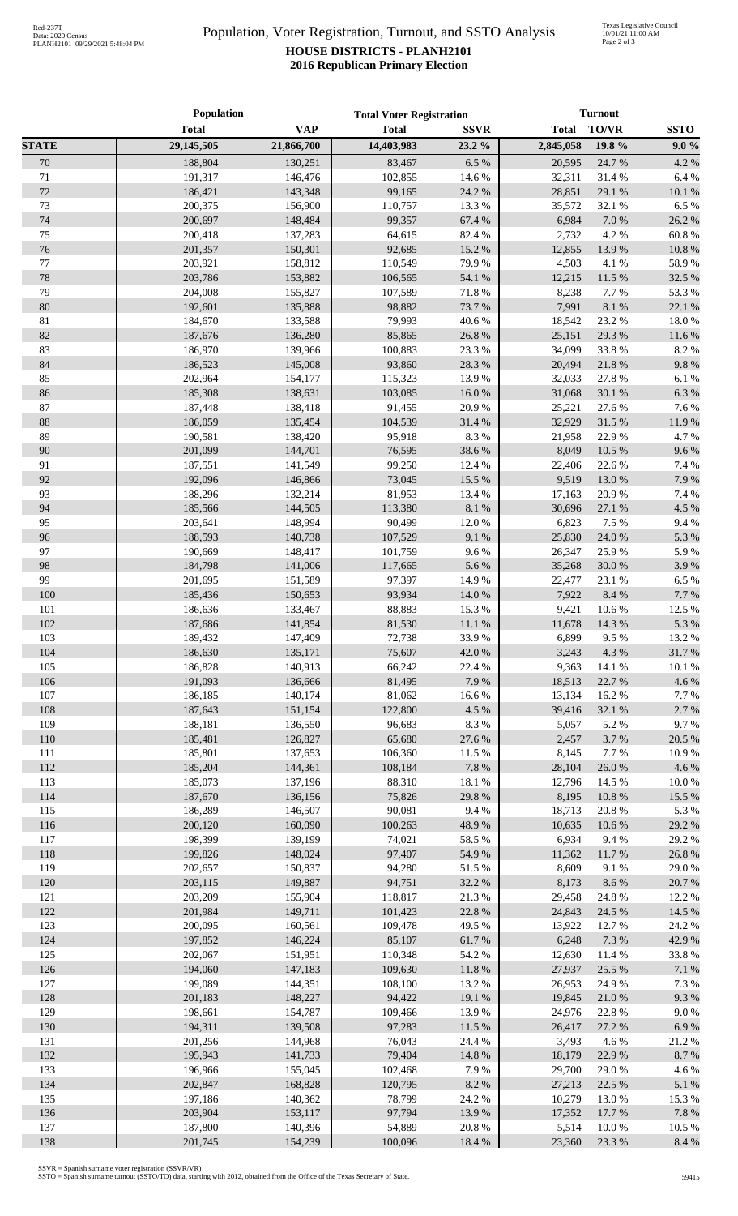# Population, Voter Registration, Turnout, and SSTO Analysis

**HOUSE DISTRICTS - PLANH2101**
**2016 Republican Primary Election**

| | Population | | Total Voter Registration | | Turnout | | |
|---|---|---|---|---|---|---|---|
| | Total | VAP | Total | SSVR | Total | TO/VR | SSTO |
| **STATE** | 29,145,505 | 21,866,700 | 14,403,983 | 23.2 % | 2,845,058 | 19.8 % | 9.0 % |
| 70 | 188,804 | 130,251 | 83,467 | 6.5 % | 20,595 | 24.7 % | 4.2 % |
| 71 | 191,317 | 146,476 | 102,855 | 14.6 % | 32,311 | 31.4 % | 6.4 % |
| 72 | 186,421 | 143,348 | 99,165 | 24.2 % | 28,851 | 29.1 % | 10.1 % |
| 73 | 200,375 | 156,900 | 110,757 | 13.3 % | 35,572 | 32.1 % | 6.5 % |
| 74 | 200,697 | 148,484 | 99,357 | 67.4 % | 6,984 | 7.0 % | 26.2 % |
| 75 | 200,418 | 137,283 | 64,615 | 82.4 % | 2,732 | 4.2 % | 60.8 % |
| 76 | 201,357 | 150,301 | 92,685 | 15.2 % | 12,855 | 13.9 % | 10.8 % |
| 77 | 203,921 | 158,812 | 110,549 | 79.9 % | 4,503 | 4.1 % | 58.9 % |
| 78 | 203,786 | 153,882 | 106,565 | 54.1 % | 12,215 | 11.5 % | 32.5 % |
| 79 | 204,008 | 155,827 | 107,589 | 71.8 % | 8,238 | 7.7 % | 53.3 % |
| 80 | 192,601 | 135,888 | 98,882 | 73.7 % | 7,991 | 8.1 % | 22.1 % |
| 81 | 184,670 | 133,588 | 79,993 | 40.6 % | 18,542 | 23.2 % | 18.0 % |
| 82 | 187,676 | 136,280 | 85,865 | 26.8 % | 25,151 | 29.3 % | 11.6 % |
| 83 | 186,970 | 139,966 | 100,883 | 23.3 % | 34,099 | 33.8 % | 8.2 % |
| 84 | 186,523 | 145,008 | 93,860 | 28.3 % | 20,494 | 21.8 % | 9.8 % |
| 85 | 202,964 | 154,177 | 115,323 | 13.9 % | 32,033 | 27.8 % | 6.1 % |
| 86 | 185,308 | 138,631 | 103,085 | 16.0 % | 31,068 | 30.1 % | 6.3 % |
| 87 | 187,448 | 138,418 | 91,455 | 20.9 % | 25,221 | 27.6 % | 7.6 % |
| 88 | 186,059 | 135,454 | 104,539 | 31.4 % | 32,929 | 31.5 % | 11.9 % |
| 89 | 190,581 | 138,420 | 95,918 | 8.3 % | 21,958 | 22.9 % | 4.7 % |
| 90 | 201,099 | 144,701 | 76,595 | 38.6 % | 8,049 | 10.5 % | 9.6 % |
| 91 | 187,551 | 141,549 | 99,250 | 12.4 % | 22,406 | 22.6 % | 7.4 % |
| 92 | 192,096 | 146,866 | 73,045 | 15.5 % | 9,519 | 13.0 % | 7.9 % |
| 93 | 188,296 | 132,214 | 81,953 | 13.4 % | 17,163 | 20.9 % | 7.4 % |
| 94 | 185,566 | 144,505 | 113,380 | 8.1 % | 30,696 | 27.1 % | 4.5 % |
| 95 | 203,641 | 148,994 | 90,499 | 12.0 % | 6,823 | 7.5 % | 9.4 % |
| 96 | 188,593 | 140,738 | 107,529 | 9.1 % | 25,830 | 24.0 % | 5.3 % |
| 97 | 190,669 | 148,417 | 101,759 | 9.6 % | 26,347 | 25.9 % | 5.9 % |
| 98 | 184,798 | 141,006 | 117,665 | 5.6 % | 35,268 | 30.0 % | 3.9 % |
| 99 | 201,695 | 151,589 | 97,397 | 14.9 % | 22,477 | 23.1 % | 6.5 % |
| 100 | 185,436 | 150,653 | 93,934 | 14.0 % | 7,922 | 8.4 % | 7.7 % |
| 101 | 186,636 | 133,467 | 88,883 | 15.3 % | 9,421 | 10.6 % | 12.5 % |
| 102 | 187,686 | 141,854 | 81,530 | 11.1 % | 11,678 | 14.3 % | 5.3 % |
| 103 | 189,432 | 147,409 | 72,738 | 33.9 % | 6,899 | 9.5 % | 13.2 % |
| 104 | 186,630 | 135,171 | 75,607 | 42.0 % | 3,243 | 4.3 % | 31.7 % |
| 105 | 186,828 | 140,913 | 66,242 | 22.4 % | 9,363 | 14.1 % | 10.1 % |
| 106 | 191,093 | 136,666 | 81,495 | 7.9 % | 18,513 | 22.7 % | 4.6 % |
| 107 | 186,185 | 140,174 | 81,062 | 16.6 % | 13,134 | 16.2 % | 7.7 % |
| 108 | 187,643 | 151,154 | 122,800 | 4.5 % | 39,416 | 32.1 % | 2.7 % |
| 109 | 188,181 | 136,550 | 96,683 | 8.3 % | 5,057 | 5.2 % | 9.7 % |
| 110 | 185,481 | 126,827 | 65,680 | 27.6 % | 2,457 | 3.7 % | 20.5 % |
| 111 | 185,801 | 137,653 | 106,360 | 11.5 % | 8,145 | 7.7 % | 10.9 % |
| 112 | 185,204 | 144,361 | 108,184 | 7.8 % | 28,104 | 26.0 % | 4.6 % |
| 113 | 185,073 | 137,196 | 88,310 | 18.1 % | 12,796 | 14.5 % | 10.0 % |
| 114 | 187,670 | 136,156 | 75,826 | 29.8 % | 8,195 | 10.8 % | 15.5 % |
| 115 | 186,289 | 146,507 | 90,081 | 9.4 % | 18,713 | 20.8 % | 5.3 % |
| 116 | 200,120 | 160,090 | 100,263 | 48.9 % | 10,635 | 10.6 % | 29.2 % |
| 117 | 198,399 | 139,199 | 74,021 | 58.5 % | 6,934 | 9.4 % | 29.2 % |
| 118 | 199,826 | 148,024 | 97,407 | 54.9 % | 11,362 | 11.7 % | 26.8 % |
| 119 | 202,657 | 150,837 | 94,280 | 51.5 % | 8,609 | 9.1 % | 29.0 % |
| 120 | 203,115 | 149,887 | 94,751 | 32.2 % | 8,173 | 8.6 % | 20.7 % |
| 121 | 203,209 | 155,904 | 118,817 | 21.3 % | 29,458 | 24.8 % | 12.2 % |
| 122 | 201,984 | 149,711 | 101,423 | 22.8 % | 24,843 | 24.5 % | 14.5 % |
| 123 | 200,095 | 160,561 | 109,478 | 49.5 % | 13,922 | 12.7 % | 24.2 % |
| 124 | 197,852 | 146,224 | 85,107 | 61.7 % | 6,248 | 7.3 % | 42.9 % |
| 125 | 202,067 | 151,951 | 110,348 | 54.2 % | 12,630 | 11.4 % | 33.8 % |
| 126 | 194,060 | 147,183 | 109,630 | 11.8 % | 27,937 | 25.5 % | 7.1 % |
| 127 | 199,089 | 144,351 | 108,100 | 13.2 % | 26,953 | 24.9 % | 7.3 % |
| 128 | 201,183 | 148,227 | 94,422 | 19.1 % | 19,845 | 21.0 % | 9.3 % |
| 129 | 198,661 | 154,787 | 109,466 | 13.9 % | 24,976 | 22.8 % | 9.0 % |
| 130 | 194,311 | 139,508 | 97,283 | 11.5 % | 26,417 | 27.2 % | 6.9 % |
| 131 | 201,256 | 144,968 | 76,043 | 24.4 % | 3,493 | 4.6 % | 21.2 % |
| 132 | 195,943 | 141,733 | 79,404 | 14.8 % | 18,179 | 22.9 % | 8.7 % |
| 133 | 196,966 | 155,045 | 102,468 | 7.9 % | 29,700 | 29.0 % | 4.6 % |
| 134 | 202,847 | 168,828 | 120,795 | 8.2 % | 27,213 | 22.5 % | 5.1 % |
| 135 | 197,186 | 140,362 | 78,799 | 24.2 % | 10,279 | 13.0 % | 15.3 % |
| 136 | 203,904 | 153,117 | 97,794 | 13.9 % | 17,352 | 17.7 % | 7.8 % |
| 137 | 187,800 | 140,396 | 54,889 | 20.8 % | 5,514 | 10.0 % | 10.5 % |
| 138 | 201,745 | 154,239 | 100,096 | 18.4 % | 23,360 | 23.3 % | 8.4 % |

SSVR = Spanish surname voter registration (SSVR/VR)
SSTO = Spanish surname turnout (SSTO/TO) data, starting with 2012, obtained from the Office of the Texas Secretary of State.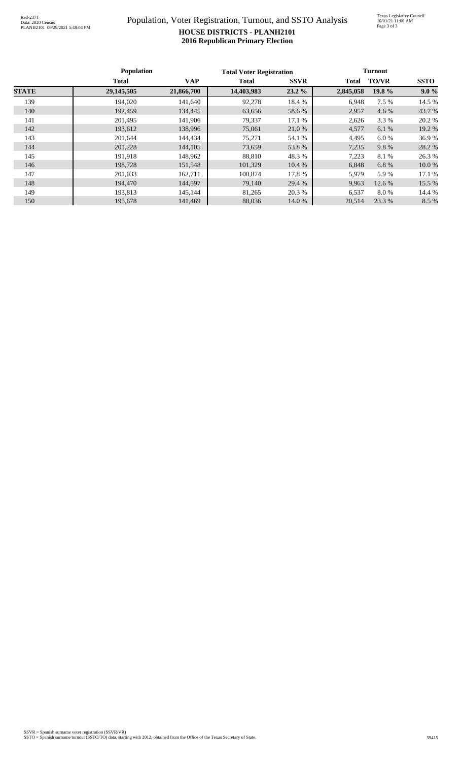# Population, Voter Registration, Turnout, and SSTO Analysis

## HOUSE DISTRICTS - PLANH2101

## 2016 Republican Primary Election

Red-237T
Data: 2020 Census
PLANH2101 09/29/2021 5:48:04 PM

Texas Legislative Council
10/01/21 11:00 AM

| | Population | | Total Voter Registration | | Turnout | | |
|---|---|---|---|---|---|---|---|
| | **Total** | **VAP** | **Total** | **SSVR** | **Total** | **TO/VR** | **SSTO** |
| **STATE** | **29,145,505** | **21,866,700** | **14,403,983** | **23.2 %** | **2,845,058** | **19.8 %** | **9.0 %** |
| 139 | 194,020 | 141,640 | 92,278 | 18.4 % | 6,948 | 7.5 % | 14.5 % |
| 140 | 192,459 | 134,445 | 63,656 | 58.6 % | 2,957 | 4.6 % | 43.7 % |
| 141 | 201,495 | 141,906 | 79,337 | 17.1 % | 2,626 | 3.3 % | 20.2 % |
| 142 | 193,612 | 138,996 | 75,061 | 21.0 % | 4,577 | 6.1 % | 19.2 % |
| 143 | 201,644 | 144,434 | 75,271 | 54.1 % | 4,495 | 6.0 % | 36.9 % |
| 144 | 201,228 | 144,105 | 73,659 | 53.8 % | 7,235 | 9.8 % | 28.2 % |
| 145 | 191,918 | 148,962 | 88,810 | 48.3 % | 7,223 | 8.1 % | 26.3 % |
| 146 | 198,728 | 151,548 | 101,329 | 10.4 % | 6,848 | 6.8 % | 10.0 % |
| 147 | 201,033 | 162,711 | 100,874 | 17.8 % | 5,979 | 5.9 % | 17.1 % |
| 148 | 194,470 | 144,597 | 79,140 | 29.4 % | 9,963 | 12.6 % | 15.5 % |
| 149 | 193,813 | 145,144 | 81,265 | 20.3 % | 6,537 | 8.0 % | 14.4 % |
| 150 | 195,678 | 141,469 | 88,036 | 14.0 % | 20,514 | 23.3 % | 8.5 % |

SSVR = Spanish surname voter registration (SSVR/VR)
SSTO = Spanish surname turnout (SSTO/TO) data, starting with 2012, obtained from the Office of the Texas Secretary of State.

59415